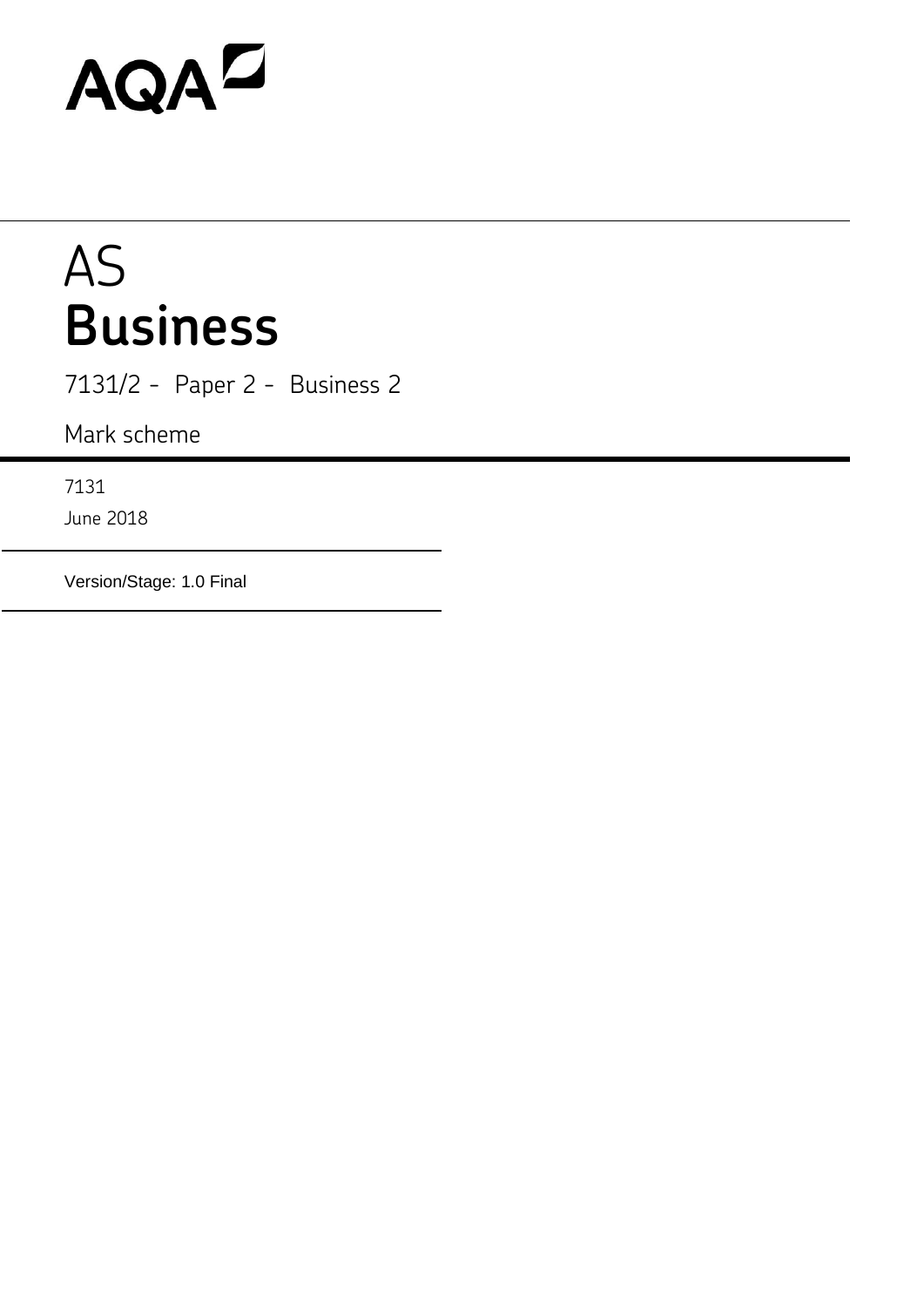AQA

# AS
# Business

7131/2 - Paper 2 - Business 2

Mark scheme

7131

June 2018

Version/Stage: 1.0 Final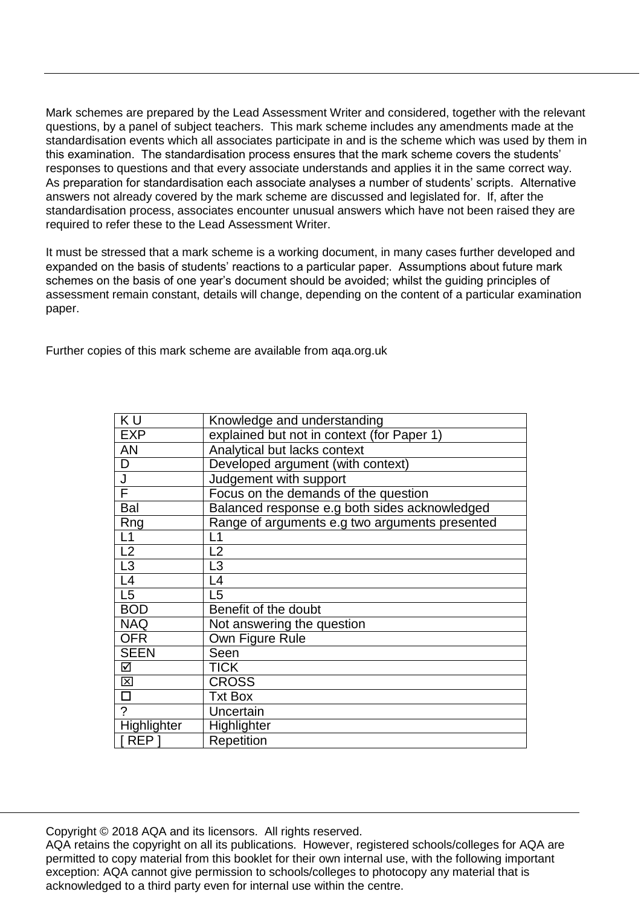Mark schemes are prepared by the Lead Assessment Writer and considered, together with the relevant questions, by a panel of subject teachers. This mark scheme includes any amendments made at the standardisation events which all associates participate in and is the scheme which was used by them in this examination. The standardisation process ensures that the mark scheme covers the students' responses to questions and that every associate understands and applies it in the same correct way. As preparation for standardisation each associate analyses a number of students' scripts. Alternative answers not already covered by the mark scheme are discussed and legislated for. If, after the standardisation process, associates encounter unusual answers which have not been raised they are required to refer these to the Lead Assessment Writer.

It must be stressed that a mark scheme is a working document, in many cases further developed and expanded on the basis of students' reactions to a particular paper. Assumptions about future mark schemes on the basis of one year's document should be avoided; whilst the guiding principles of assessment remain constant, details will change, depending on the content of a particular examination paper.

Further copies of this mark scheme are available from aqa.org.uk

| K U | Knowledge and understanding |
|---|---|
| EXP | explained but not in context (for Paper 1) |
| AN | Analytical but lacks context |
| D | Developed argument (with context) |
| J | Judgement with support |
| F | Focus on the demands of the question |
| Bal | Balanced response e.g both sides acknowledged |
| Rng | Range of arguments e.g two arguments presented |
| L1 | L1 |
| L2 | L2 |
| L3 | L3 |
| L4 | L4 |
| L5 | L5 |
| BOD | Benefit of the doubt |
| NAQ | Not answering the question |
| OFR | Own Figure Rule |
| SEEN | Seen |
| ☑ | TICK |
| ☒ | CROSS |
| ☐ | Txt Box |
| ? | Uncertain |
| Highlighter | Highlighter |
| [ REP ] | Repetition |

Copyright © 2018 AQA and its licensors. All rights reserved.
AQA retains the copyright on all its publications. However, registered schools/colleges for AQA are permitted to copy material from this booklet for their own internal use, with the following important exception: AQA cannot give permission to schools/colleges to photocopy any material that is acknowledged to a third party even for internal use within the centre.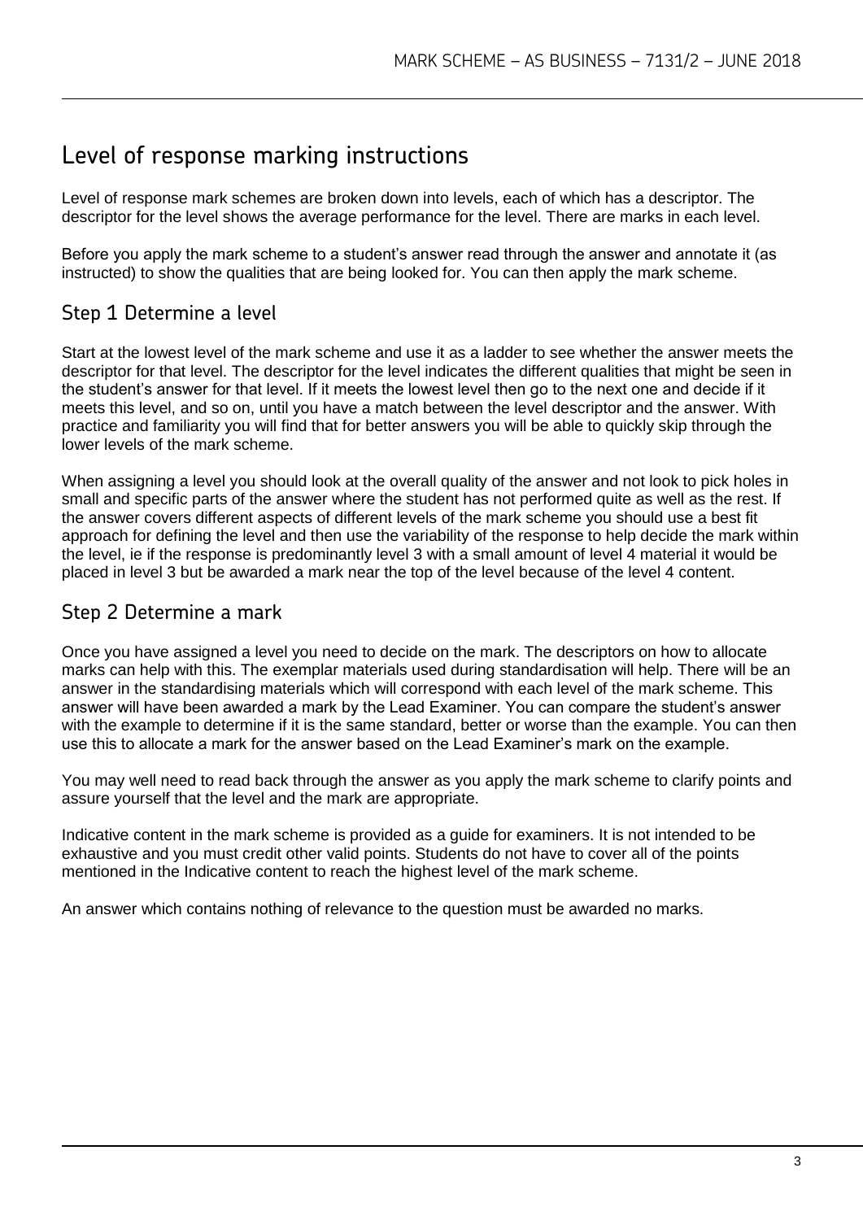# Level of response marking instructions

Level of response mark schemes are broken down into levels, each of which has a descriptor. The descriptor for the level shows the average performance for the level. There are marks in each level.

Before you apply the mark scheme to a student's answer read through the answer and annotate it (as instructed) to show the qualities that are being looked for. You can then apply the mark scheme.

## Step 1 Determine a level

Start at the lowest level of the mark scheme and use it as a ladder to see whether the answer meets the descriptor for that level. The descriptor for the level indicates the different qualities that might be seen in the student's answer for that level. If it meets the lowest level then go to the next one and decide if it meets this level, and so on, until you have a match between the level descriptor and the answer. With practice and familiarity you will find that for better answers you will be able to quickly skip through the lower levels of the mark scheme.

When assigning a level you should look at the overall quality of the answer and not look to pick holes in small and specific parts of the answer where the student has not performed quite as well as the rest. If the answer covers different aspects of different levels of the mark scheme you should use a best fit approach for defining the level and then use the variability of the response to help decide the mark within the level, ie if the response is predominantly level 3 with a small amount of level 4 material it would be placed in level 3 but be awarded a mark near the top of the level because of the level 4 content.

## Step 2 Determine a mark

Once you have assigned a level you need to decide on the mark. The descriptors on how to allocate marks can help with this. The exemplar materials used during standardisation will help. There will be an answer in the standardising materials which will correspond with each level of the mark scheme. This answer will have been awarded a mark by the Lead Examiner. You can compare the student's answer with the example to determine if it is the same standard, better or worse than the example. You can then use this to allocate a mark for the answer based on the Lead Examiner's mark on the example.

You may well need to read back through the answer as you apply the mark scheme to clarify points and assure yourself that the level and the mark are appropriate.

Indicative content in the mark scheme is provided as a guide for examiners. It is not intended to be exhaustive and you must credit other valid points. Students do not have to cover all of the points mentioned in the Indicative content to reach the highest level of the mark scheme.

An answer which contains nothing of relevance to the question must be awarded no marks.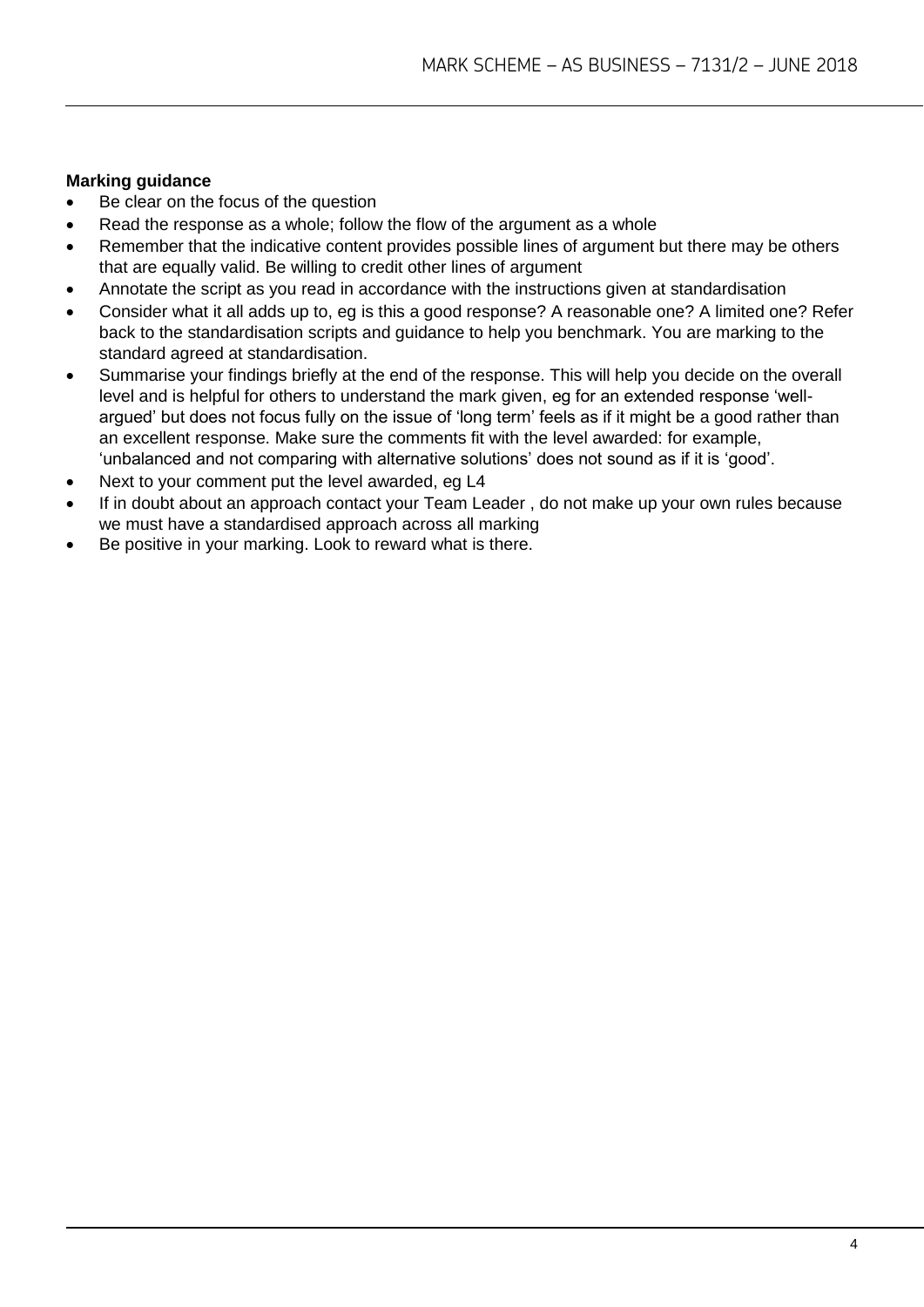**Marking guidance**

- Be clear on the focus of the question
- Read the response as a whole; follow the flow of the argument as a whole
- Remember that the indicative content provides possible lines of argument but there may be others that are equally valid. Be willing to credit other lines of argument
- Annotate the script as you read in accordance with the instructions given at standardisation
- Consider what it all adds up to, eg is this a good response? A reasonable one? A limited one? Refer back to the standardisation scripts and guidance to help you benchmark. You are marking to the standard agreed at standardisation.
- Summarise your findings briefly at the end of the response. This will help you decide on the overall level and is helpful for others to understand the mark given, eg for an extended response 'well-argued' but does not focus fully on the issue of 'long term' feels as if it might be a good rather than an excellent response. Make sure the comments fit with the level awarded: for example, 'unbalanced and not comparing with alternative solutions' does not sound as if it is 'good'.
- Next to your comment put the level awarded, eg L4
- If in doubt about an approach contact your Team Leader , do not make up your own rules because we must have a standardised approach across all marking
- Be positive in your marking. Look to reward what is there.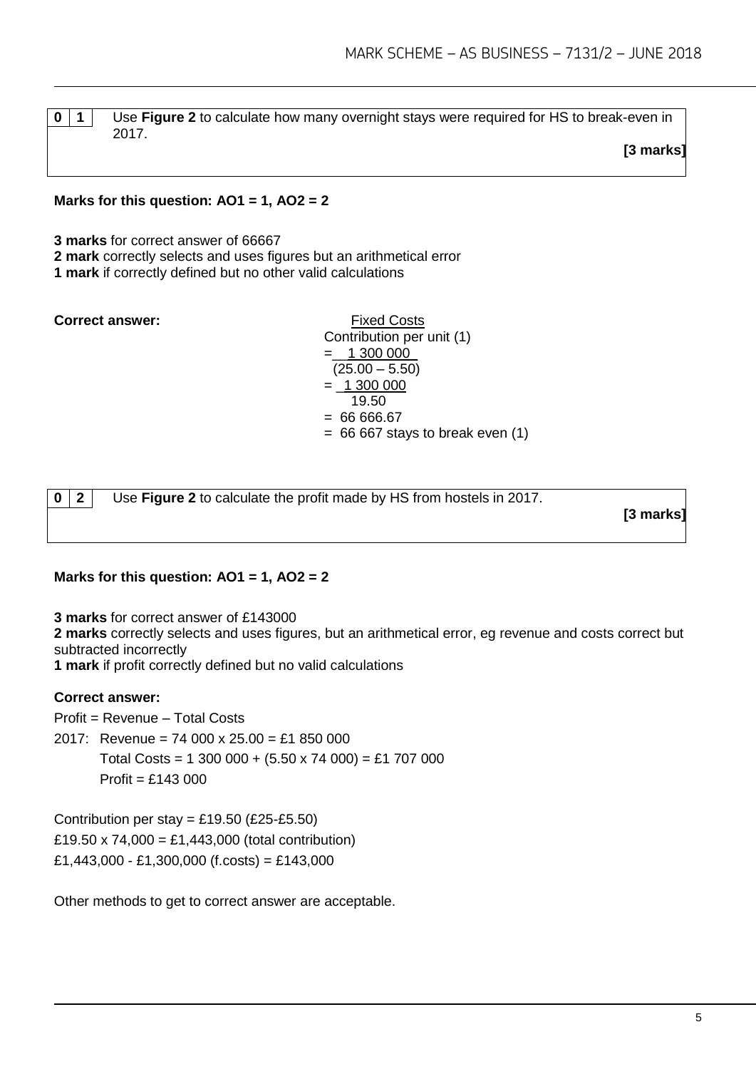| 0 1 | Use **Figure 2** to calculate how many overnight stays were required for HS to break-even in 2017. **[3 marks]** |
|---|---|

**Marks for this question: AO1 = 1, AO2 = 2**

**3 marks** for correct answer of 66667
**2 mark** correctly selects and uses figures but an arithmetical error
**1 mark** if correctly defined but no other valid calculations

**Correct answer:**

$$\frac{\text{Fixed Costs}}{\text{Contribution per unit}} \ (1)$$

$$= \frac{1\,300\,000}{(25.00 - 5.50)}$$

$$= \frac{1\,300\,000}{19.50}$$

$= 66\,666.67$

$= 66\,667$ stays to break even (1)

| 0 2 | Use **Figure 2** to calculate the profit made by HS from hostels in 2017. **[3 marks]** |
|---|---|

**Marks for this question: AO1 = 1, AO2 = 2**

**3 marks** for correct answer of £143000
**2 marks** correctly selects and uses figures, but an arithmetical error, eg revenue and costs correct but subtracted incorrectly
**1 mark** if profit correctly defined but no valid calculations

**Correct answer:**

Profit = Revenue – Total Costs

2017: Revenue = 74 000 x 25.00 = £1 850 000
Total Costs = 1 300 000 + (5.50 x 74 000) = £1 707 000
Profit = £143 000

Contribution per stay = £19.50 (£25-£5.50)
£19.50 x 74,000 = £1,443,000 (total contribution)
£1,443,000 - £1,300,000 (f.costs) = £143,000

Other methods to get to correct answer are acceptable.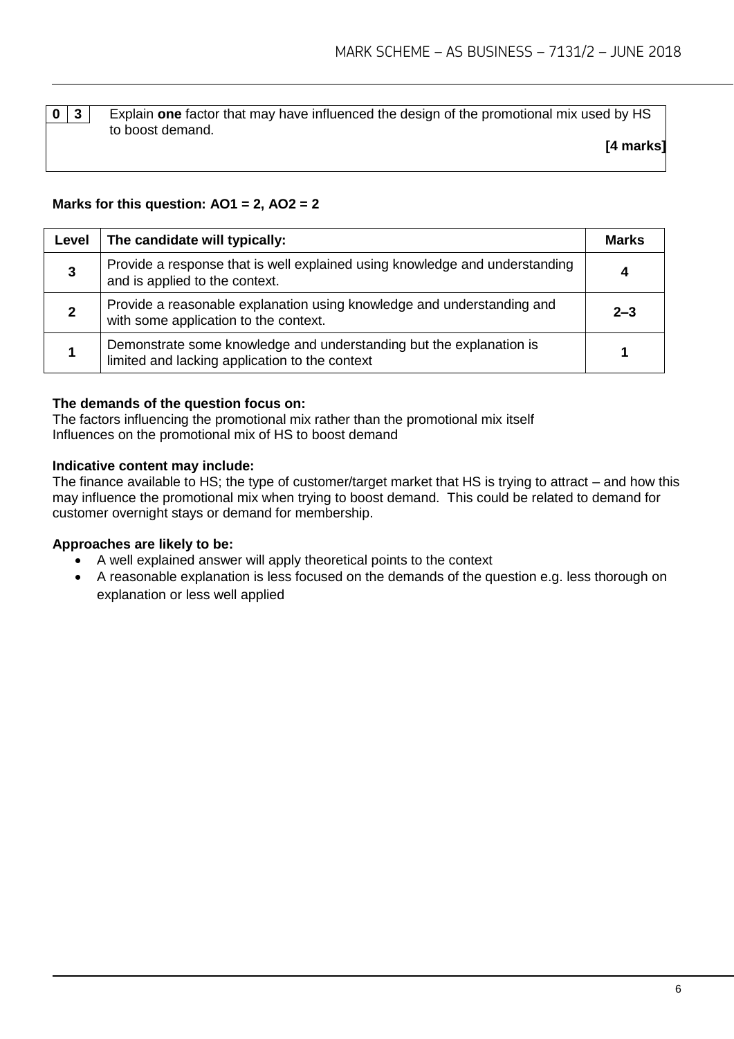| 0 | 3 | Explain **one** factor that may have influenced the design of the promotional mix used by HS to boost demand. **[4 marks]** |
|---|---|---|

**Marks for this question: AO1 = 2, AO2 = 2**

| Level | The candidate will typically: | Marks |
|---|---|---|
| 3 | Provide a response that is well explained using knowledge and understanding and is applied to the context. | 4 |
| 2 | Provide a reasonable explanation using knowledge and understanding and with some application to the context. | 2–3 |
| 1 | Demonstrate some knowledge and understanding but the explanation is limited and lacking application to the context | 1 |

**The demands of the question focus on:**
The factors influencing the promotional mix rather than the promotional mix itself
Influences on the promotional mix of HS to boost demand

**Indicative content may include:**
The finance available to HS; the type of customer/target market that HS is trying to attract – and how this may influence the promotional mix when trying to boost demand. This could be related to demand for customer overnight stays or demand for membership.

**Approaches are likely to be:**

- A well explained answer will apply theoretical points to the context
- A reasonable explanation is less focused on the demands of the question e.g. less thorough on explanation or less well applied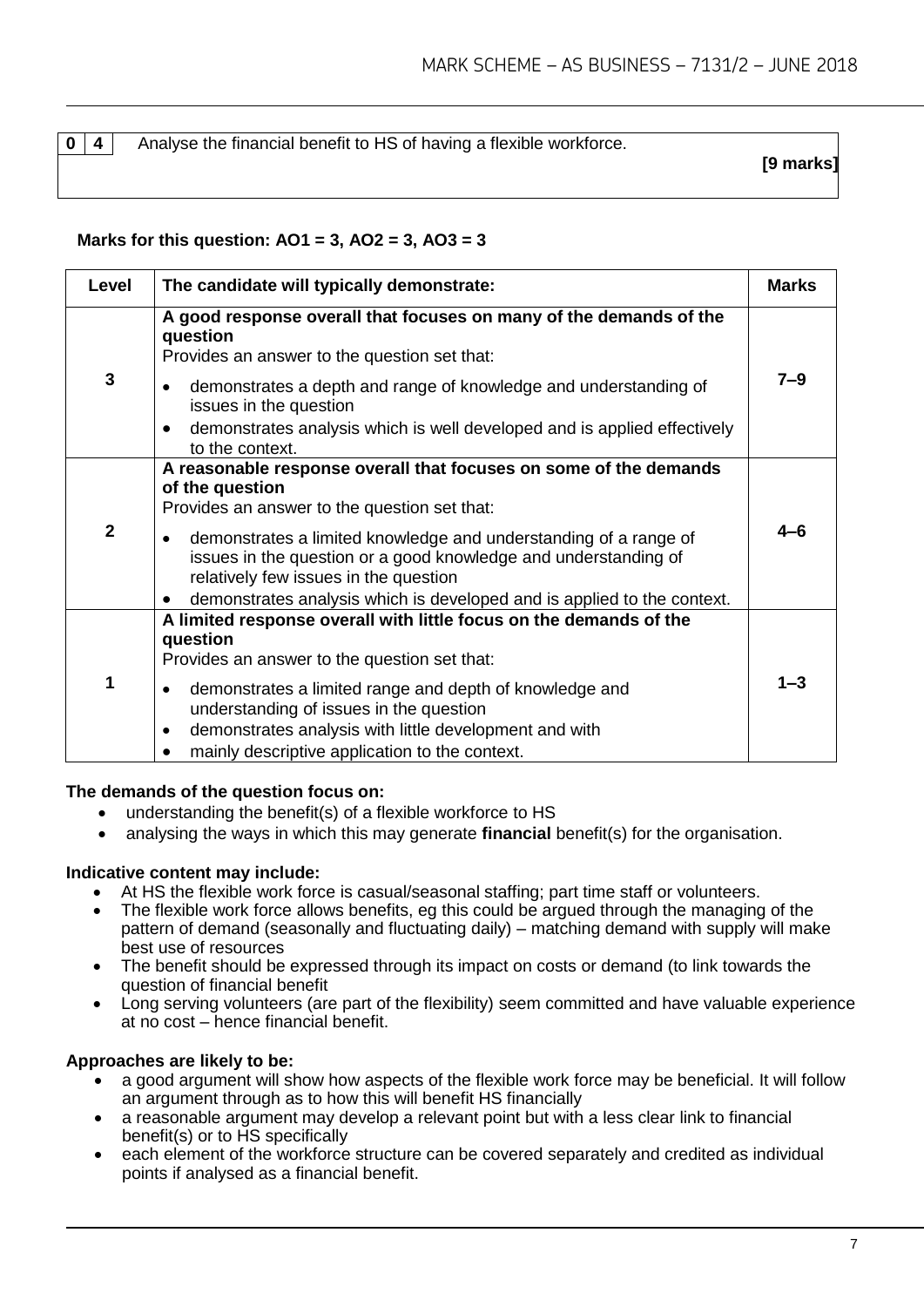| 0 | 4 | Analyse the financial benefit to HS of having a flexible workforce. |
|---|---|---|

**[9 marks]**

**Marks for this question: AO1 = 3, AO2 = 3, AO3 = 3**

| Level | The candidate will typically demonstrate: | Marks |
|---|---|---|
| 3 | **A good response overall that focuses on many of the demands of the question**<br>Provides an answer to the question set that:<br>• demonstrates a depth and range of knowledge and understanding of issues in the question<br>• demonstrates analysis which is well developed and is applied effectively to the context. | 7–9 |
| 2 | **A reasonable response overall that focuses on some of the demands of the question**<br>Provides an answer to the question set that:<br>• demonstrates a limited knowledge and understanding of a range of issues in the question or a good knowledge and understanding of relatively few issues in the question<br>• demonstrates analysis which is developed and is applied to the context. | 4–6 |
| 1 | **A limited response overall with little focus on the demands of the question**<br>Provides an answer to the question set that:<br>• demonstrates a limited range and depth of knowledge and understanding of issues in the question<br>• demonstrates analysis with little development and with<br>• mainly descriptive application to the context. | 1–3 |

**The demands of the question focus on:**

- understanding the benefit(s) of a flexible workforce to HS
- analysing the ways in which this may generate **financial** benefit(s) for the organisation.

**Indicative content may include:**

- At HS the flexible work force is casual/seasonal staffing; part time staff or volunteers.
- The flexible work force allows benefits, eg this could be argued through the managing of the pattern of demand (seasonally and fluctuating daily) – matching demand with supply will make best use of resources
- The benefit should be expressed through its impact on costs or demand (to link towards the question of financial benefit
- Long serving volunteers (are part of the flexibility) seem committed and have valuable experience at no cost – hence financial benefit.

**Approaches are likely to be:**

- a good argument will show how aspects of the flexible work force may be beneficial. It will follow an argument through as to how this will benefit HS financially
- a reasonable argument may develop a relevant point but with a less clear link to financial benefit(s) or to HS specifically
- each element of the workforce structure can be covered separately and credited as individual points if analysed as a financial benefit.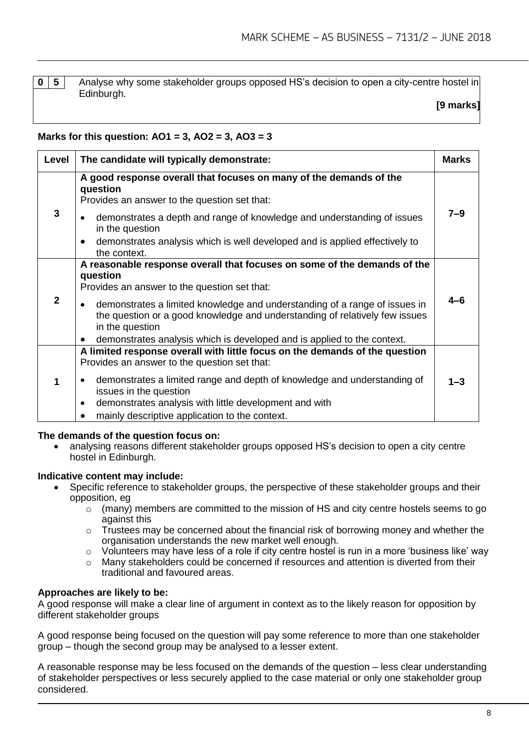**0 5** Analyse why some stakeholder groups opposed HS's decision to open a city-centre hostel in Edinburgh.

**[9 marks]**

**Marks for this question: AO1 = 3, AO2 = 3, AO3 = 3**

| Level | The candidate will typically demonstrate: | Marks |
|---|---|---|
| 3 | **A good response overall that focuses on many of the demands of the question**<br>Provides an answer to the question set that:<br>• demonstrates a depth and range of knowledge and understanding of issues in the question<br>• demonstrates analysis which is well developed and is applied effectively to the context. | 7–9 |
| 2 | **A reasonable response overall that focuses on some of the demands of the question**<br>Provides an answer to the question set that:<br>• demonstrates a limited knowledge and understanding of a range of issues in the question or a good knowledge and understanding of relatively few issues in the question<br>• demonstrates analysis which is developed and is applied to the context. | 4–6 |
| 1 | **A limited response overall with little focus on the demands of the question**<br>Provides an answer to the question set that:<br>• demonstrates a limited range and depth of knowledge and understanding of issues in the question<br>• demonstrates analysis with little development and with<br>• mainly descriptive application to the context. | 1–3 |

**The demands of the question focus on:**

- analysing reasons different stakeholder groups opposed HS's decision to open a city centre hostel in Edinburgh.

**Indicative content may include:**

- Specific reference to stakeholder groups, the perspective of these stakeholder groups and their opposition, eg
  - (many) members are committed to the mission of HS and city centre hostels seems to go against this
  - Trustees may be concerned about the financial risk of borrowing money and whether the organisation understands the new market well enough.
  - Volunteers may have less of a role if city centre hostel is run in a more 'business like' way
  - Many stakeholders could be concerned if resources and attention is diverted from their traditional and favoured areas.

**Approaches are likely to be:**

A good response will make a clear line of argument in context as to the likely reason for opposition by different stakeholder groups

A good response being focused on the question will pay some reference to more than one stakeholder group – though the second group may be analysed to a lesser extent.

A reasonable response may be less focused on the demands of the question – less clear understanding of stakeholder perspectives or less securely applied to the case material or only one stakeholder group considered.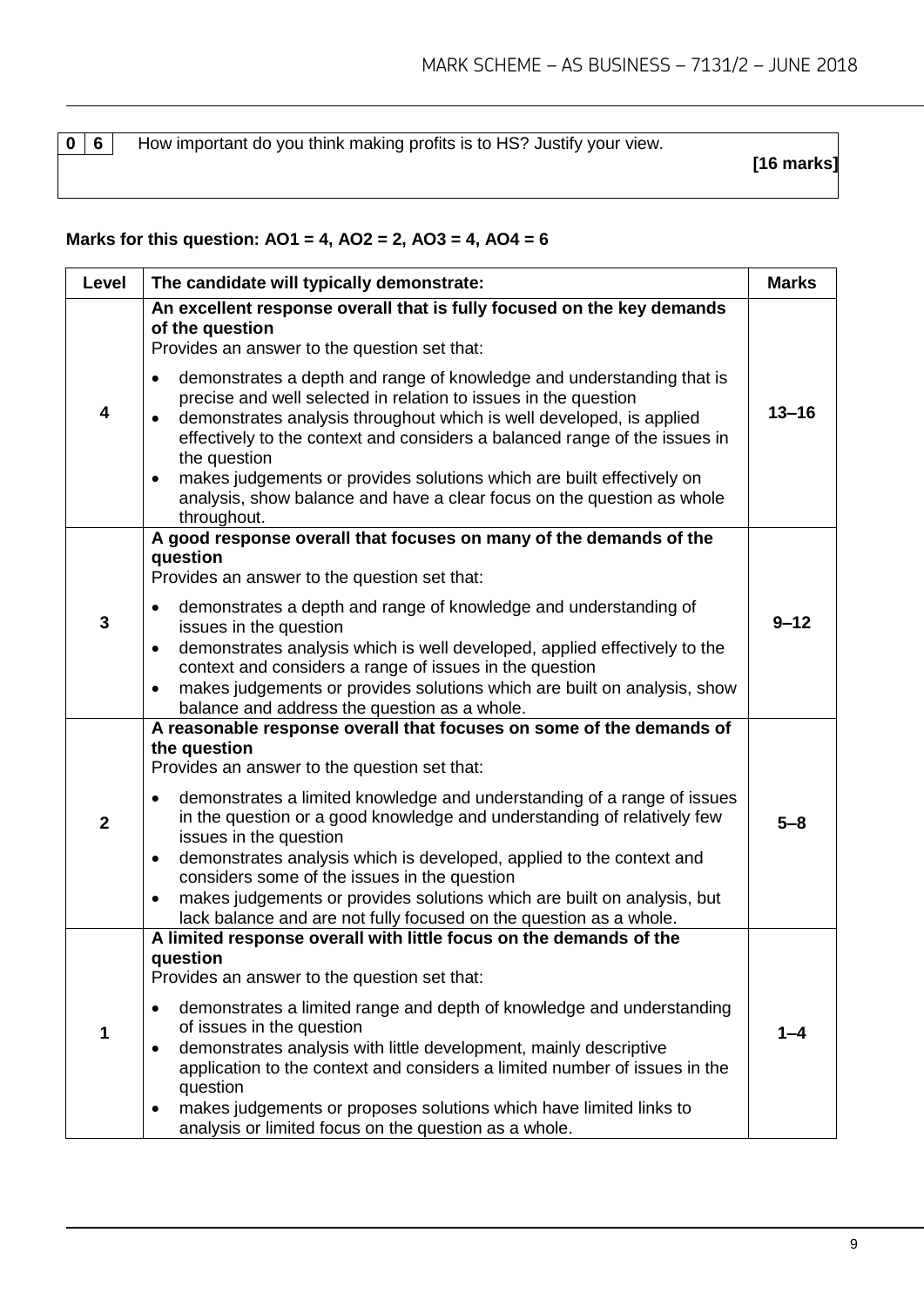| 0 | 6 | How important do you think making profits is to HS? Justify your view. **[16 marks]** |
|---|---|---|

**Marks for this question: AO1 = 4, AO2 = 2, AO3 = 4, AO4 = 6**

| Level | The candidate will typically demonstrate: | Marks |
|---|---|---|
| 4 | **An excellent response overall that is fully focused on the key demands of the question**<br>Provides an answer to the question set that:<br>• demonstrates a depth and range of knowledge and understanding that is precise and well selected in relation to issues in the question<br>• demonstrates analysis throughout which is well developed, is applied effectively to the context and considers a balanced range of the issues in the question<br>• makes judgements or provides solutions which are built effectively on analysis, show balance and have a clear focus on the question as whole throughout. | 13–16 |
| 3 | **A good response overall that focuses on many of the demands of the question**<br>Provides an answer to the question set that:<br>• demonstrates a depth and range of knowledge and understanding of issues in the question<br>• demonstrates analysis which is well developed, applied effectively to the context and considers a range of issues in the question<br>• makes judgements or provides solutions which are built on analysis, show balance and address the question as a whole. | 9–12 |
| 2 | **A reasonable response overall that focuses on some of the demands of the question**<br>Provides an answer to the question set that:<br>• demonstrates a limited knowledge and understanding of a range of issues in the question or a good knowledge and understanding of relatively few issues in the question<br>• demonstrates analysis which is developed, applied to the context and considers some of the issues in the question<br>• makes judgements or provides solutions which are built on analysis, but lack balance and are not fully focused on the question as a whole. | 5–8 |
| 1 | **A limited response overall with little focus on the demands of the question**<br>Provides an answer to the question set that:<br>• demonstrates a limited range and depth of knowledge and understanding of issues in the question<br>• demonstrates analysis with little development, mainly descriptive application to the context and considers a limited number of issues in the question<br>• makes judgements or proposes solutions which have limited links to analysis or limited focus on the question as a whole. | 1–4 |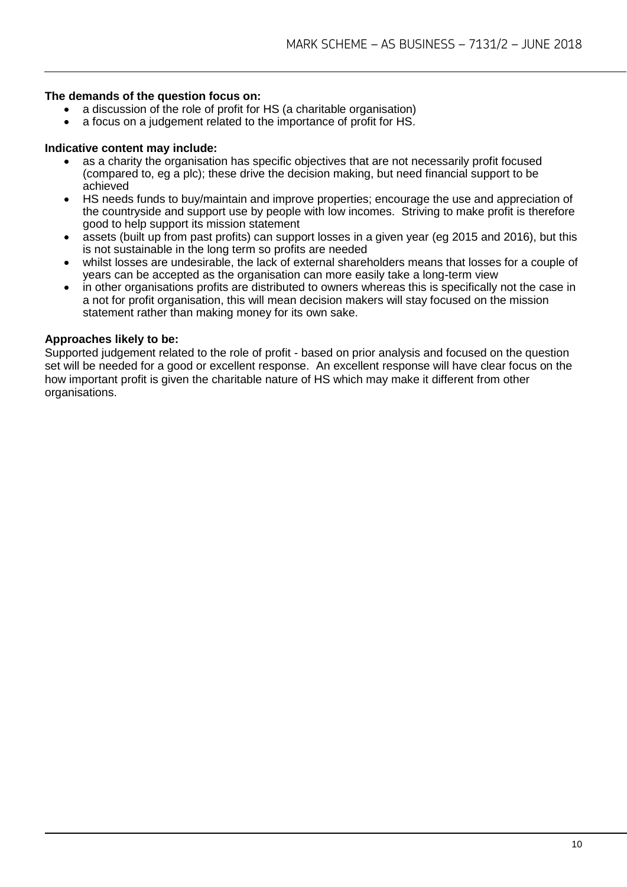**The demands of the question focus on:**

- a discussion of the role of profit for HS (a charitable organisation)
- a focus on a judgement related to the importance of profit for HS.

**Indicative content may include:**

- as a charity the organisation has specific objectives that are not necessarily profit focused (compared to, eg a plc); these drive the decision making, but need financial support to be achieved
- HS needs funds to buy/maintain and improve properties; encourage the use and appreciation of the countryside and support use by people with low incomes. Striving to make profit is therefore good to help support its mission statement
- assets (built up from past profits) can support losses in a given year (eg 2015 and 2016), but this is not sustainable in the long term so profits are needed
- whilst losses are undesirable, the lack of external shareholders means that losses for a couple of years can be accepted as the organisation can more easily take a long-term view
- in other organisations profits are distributed to owners whereas this is specifically not the case in a not for profit organisation, this will mean decision makers will stay focused on the mission statement rather than making money for its own sake.

**Approaches likely to be:**

Supported judgement related to the role of profit - based on prior analysis and focused on the question set will be needed for a good or excellent response. An excellent response will have clear focus on the how important profit is given the charitable nature of HS which may make it different from other organisations.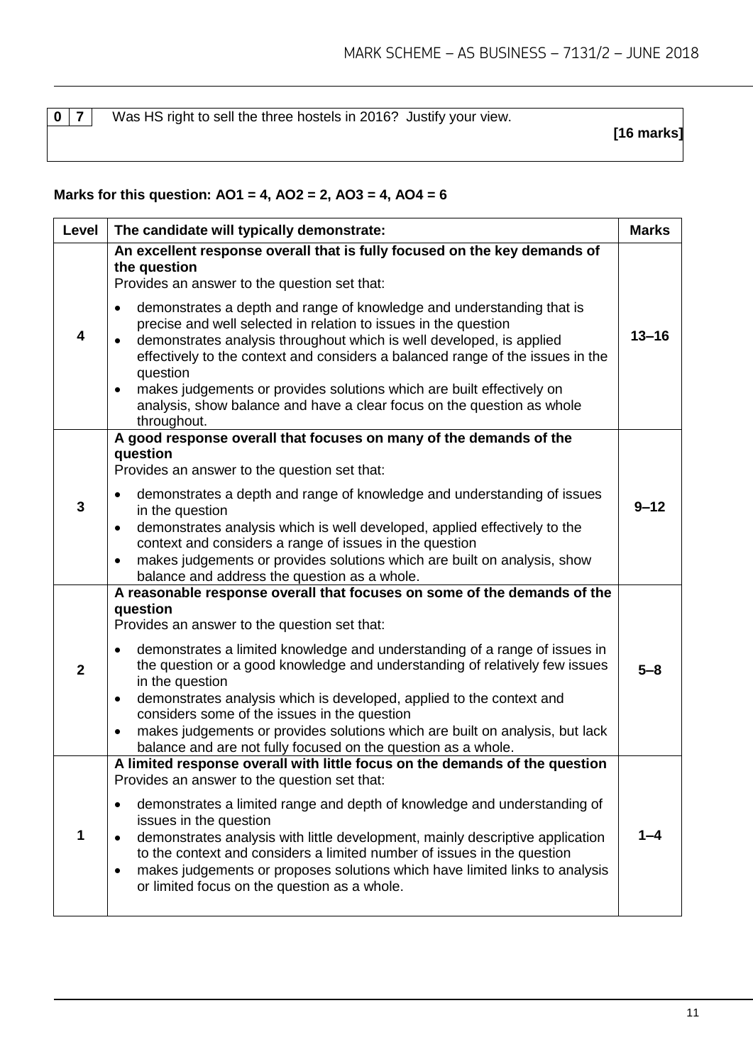| 0 | 7 | Was HS right to sell the three hostels in 2016? Justify your view. **[16 marks]** |
|---|---|---|

**Marks for this question: AO1 = 4, AO2 = 2, AO3 = 4, AO4 = 6**

| Level | The candidate will typically demonstrate: | Marks |
|---|---|---|
| 4 | **An excellent response overall that is fully focused on the key demands of the question**<br>Provides an answer to the question set that:<br>• demonstrates a depth and range of knowledge and understanding that is precise and well selected in relation to issues in the question<br>• demonstrates analysis throughout which is well developed, is applied effectively to the context and considers a balanced range of the issues in the question<br>• makes judgements or provides solutions which are built effectively on analysis, show balance and have a clear focus on the question as whole throughout. | 13–16 |
| 3 | **A good response overall that focuses on many of the demands of the question**<br>Provides an answer to the question set that:<br>• demonstrates a depth and range of knowledge and understanding of issues in the question<br>• demonstrates analysis which is well developed, applied effectively to the context and considers a range of issues in the question<br>• makes judgements or provides solutions which are built on analysis, show balance and address the question as a whole. | 9–12 |
| 2 | **A reasonable response overall that focuses on some of the demands of the question**<br>Provides an answer to the question set that:<br>• demonstrates a limited knowledge and understanding of a range of issues in the question or a good knowledge and understanding of relatively few issues in the question<br>• demonstrates analysis which is developed, applied to the context and considers some of the issues in the question<br>• makes judgements or provides solutions which are built on analysis, but lack balance and are not fully focused on the question as a whole. | 5–8 |
| 1 | **A limited response overall with little focus on the demands of the question**<br>Provides an answer to the question set that:<br>• demonstrates a limited range and depth of knowledge and understanding of issues in the question<br>• demonstrates analysis with little development, mainly descriptive application to the context and considers a limited number of issues in the question<br>• makes judgements or proposes solutions which have limited links to analysis or limited focus on the question as a whole. | 1–4 |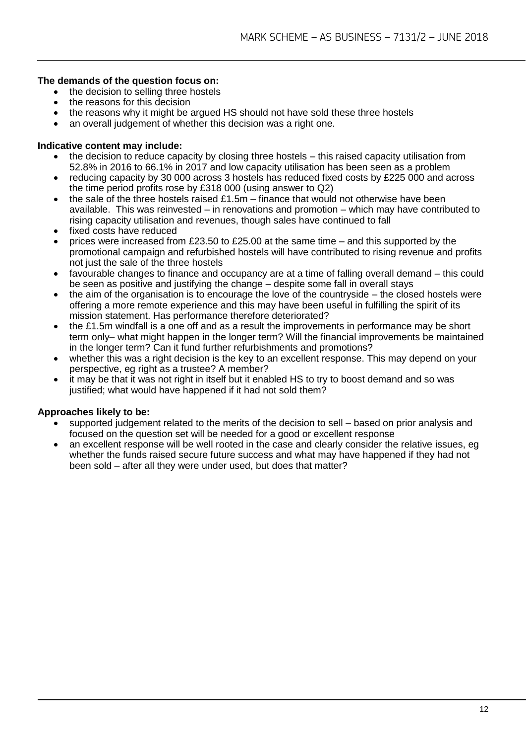**The demands of the question focus on:**

- the decision to selling three hostels
- the reasons for this decision
- the reasons why it might be argued HS should not have sold these three hostels
- an overall judgement of whether this decision was a right one.

**Indicative content may include:**

- the decision to reduce capacity by closing three hostels – this raised capacity utilisation from 52.8% in 2016 to 66.1% in 2017 and low capacity utilisation has been seen as a problem
- reducing capacity by 30 000 across 3 hostels has reduced fixed costs by £225 000 and across the time period profits rose by £318 000 (using answer to Q2)
- the sale of the three hostels raised £1.5m – finance that would not otherwise have been available. This was reinvested – in renovations and promotion – which may have contributed to rising capacity utilisation and revenues, though sales have continued to fall
- fixed costs have reduced
- prices were increased from £23.50 to £25.00 at the same time – and this supported by the promotional campaign and refurbished hostels will have contributed to rising revenue and profits not just the sale of the three hostels
- favourable changes to finance and occupancy are at a time of falling overall demand – this could be seen as positive and justifying the change – despite some fall in overall stays
- the aim of the organisation is to encourage the love of the countryside – the closed hostels were offering a more remote experience and this may have been useful in fulfilling the spirit of its mission statement. Has performance therefore deteriorated?
- the £1.5m windfall is a one off and as a result the improvements in performance may be short term only– what might happen in the longer term? Will the financial improvements be maintained in the longer term? Can it fund further refurbishments and promotions?
- whether this was a right decision is the key to an excellent response. This may depend on your perspective, eg right as a trustee? A member?
- it may be that it was not right in itself but it enabled HS to try to boost demand and so was justified; what would have happened if it had not sold them?

**Approaches likely to be:**

- supported judgement related to the merits of the decision to sell – based on prior analysis and focused on the question set will be needed for a good or excellent response
- an excellent response will be well rooted in the case and clearly consider the relative issues, eg whether the funds raised secure future success and what may have happened if they had not been sold – after all they were under used, but does that matter?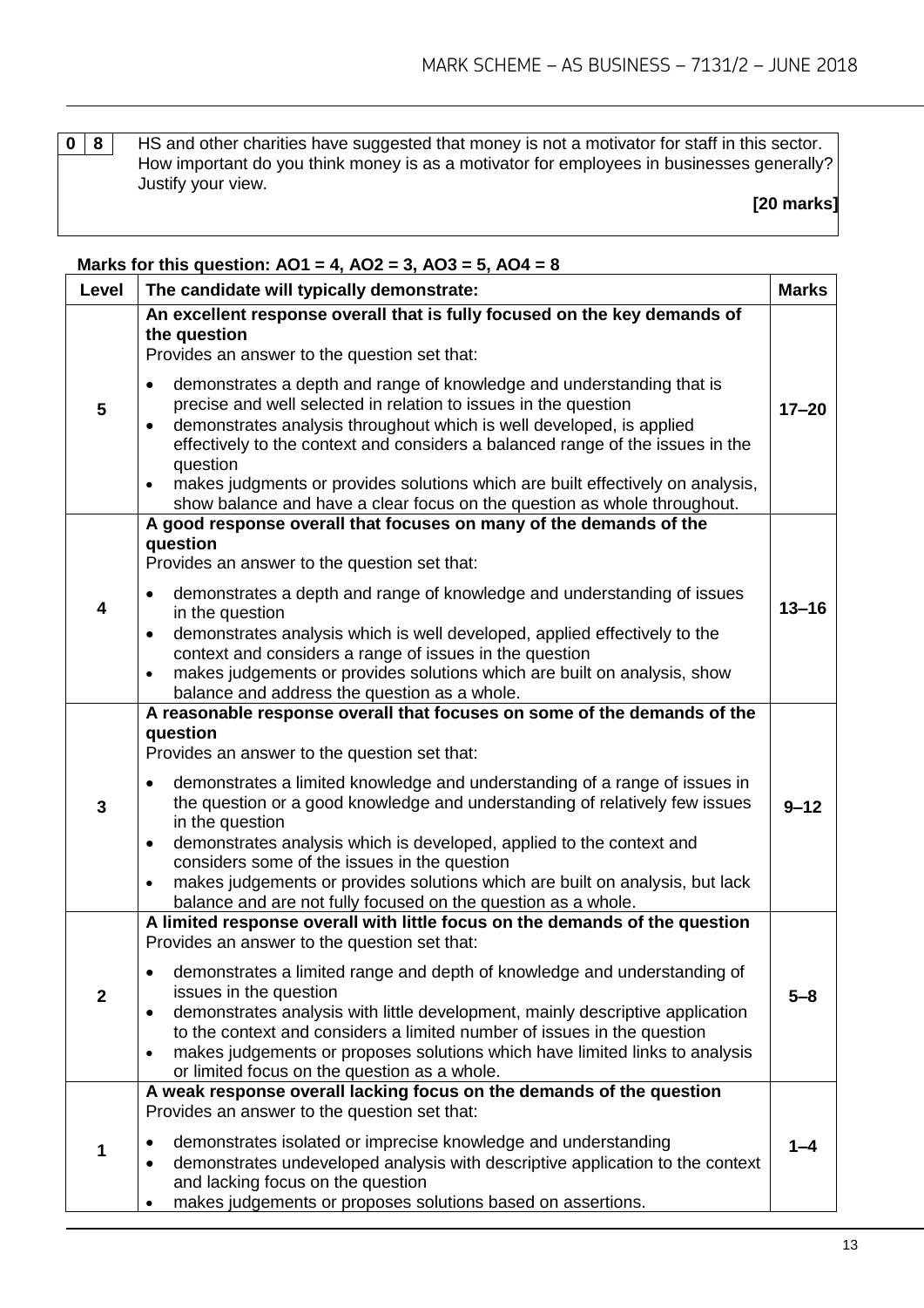| 0 | 8 | HS and other charities have suggested that money is not a motivator for staff in this sector. How important do you think money is as a motivator for employees in businesses generally? Justify your view. **[20 marks]** |
|---|---|---|

**Marks for this question: AO1 = 4, AO2 = 3, AO3 = 5, AO4 = 8**

| Level | The candidate will typically demonstrate: | Marks |
|---|---|---|
| 5 | **An excellent response overall that is fully focused on the key demands of the question**<br>Provides an answer to the question set that:<br>• demonstrates a depth and range of knowledge and understanding that is precise and well selected in relation to issues in the question<br>• demonstrates analysis throughout which is well developed, is applied effectively to the context and considers a balanced range of the issues in the question<br>• makes judgments or provides solutions which are built effectively on analysis, show balance and have a clear focus on the question as whole throughout. | 17–20 |
| 4 | **A good response overall that focuses on many of the demands of the question**<br>Provides an answer to the question set that:<br>• demonstrates a depth and range of knowledge and understanding of issues in the question<br>• demonstrates analysis which is well developed, applied effectively to the context and considers a range of issues in the question<br>• makes judgements or provides solutions which are built on analysis, show balance and address the question as a whole. | 13–16 |
| 3 | **A reasonable response overall that focuses on some of the demands of the question**<br>Provides an answer to the question set that:<br>• demonstrates a limited knowledge and understanding of a range of issues in the question or a good knowledge and understanding of relatively few issues in the question<br>• demonstrates analysis which is developed, applied to the context and considers some of the issues in the question<br>• makes judgements or provides solutions which are built on analysis, but lack balance and are not fully focused on the question as a whole. | 9–12 |
| 2 | **A limited response overall with little focus on the demands of the question**<br>Provides an answer to the question set that:<br>• demonstrates a limited range and depth of knowledge and understanding of issues in the question<br>• demonstrates analysis with little development, mainly descriptive application to the context and considers a limited number of issues in the question<br>• makes judgements or proposes solutions which have limited links to analysis or limited focus on the question as a whole. | 5–8 |
| 1 | **A weak response overall lacking focus on the demands of the question**<br>Provides an answer to the question set that:<br>• demonstrates isolated or imprecise knowledge and understanding<br>• demonstrates undeveloped analysis with descriptive application to the context and lacking focus on the question<br>• makes judgements or proposes solutions based on assertions. | 1–4 |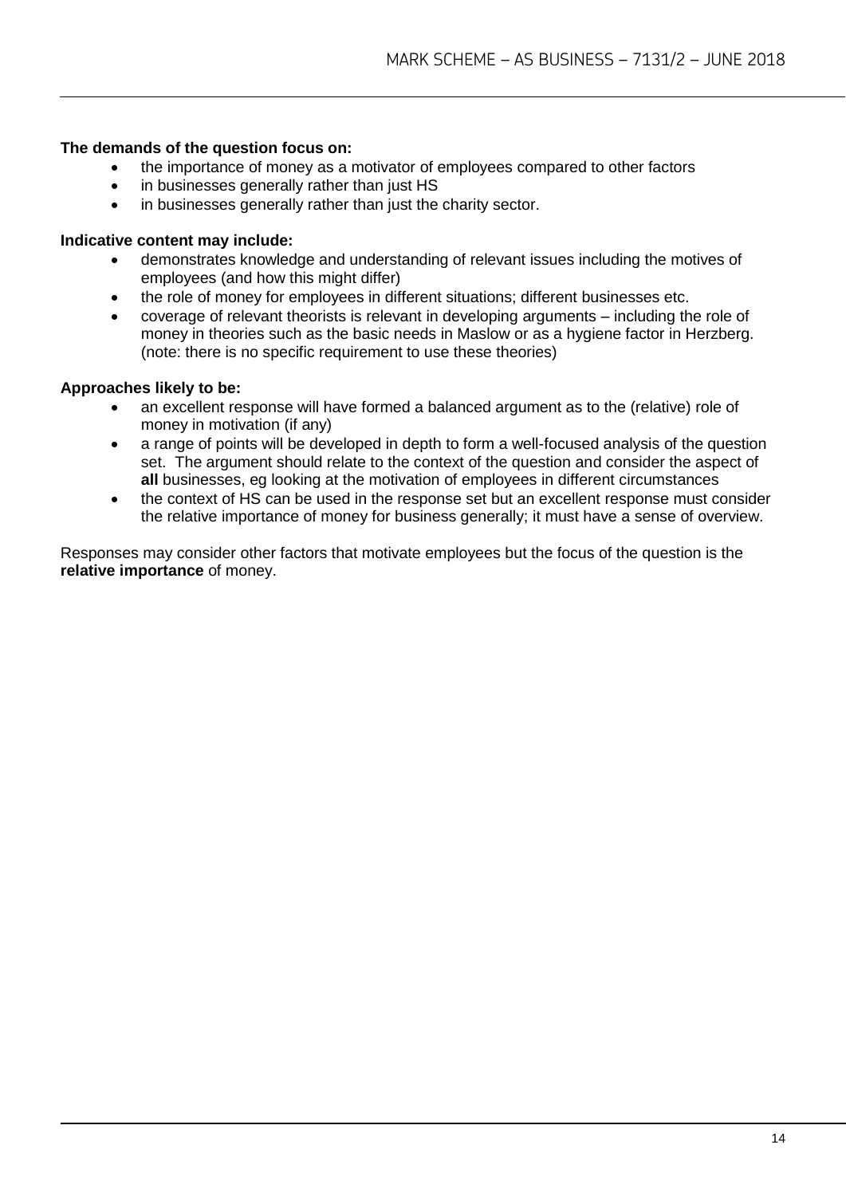**The demands of the question focus on:**

- the importance of money as a motivator of employees compared to other factors
- in businesses generally rather than just HS
- in businesses generally rather than just the charity sector.

**Indicative content may include:**

- demonstrates knowledge and understanding of relevant issues including the motives of employees (and how this might differ)
- the role of money for employees in different situations; different businesses etc.
- coverage of relevant theorists is relevant in developing arguments – including the role of money in theories such as the basic needs in Maslow or as a hygiene factor in Herzberg. (note: there is no specific requirement to use these theories)

**Approaches likely to be:**

- an excellent response will have formed a balanced argument as to the (relative) role of money in motivation (if any)
- a range of points will be developed in depth to form a well-focused analysis of the question set. The argument should relate to the context of the question and consider the aspect of **all** businesses, eg looking at the motivation of employees in different circumstances
- the context of HS can be used in the response set but an excellent response must consider the relative importance of money for business generally; it must have a sense of overview.

Responses may consider other factors that motivate employees but the focus of the question is the **relative importance** of money.